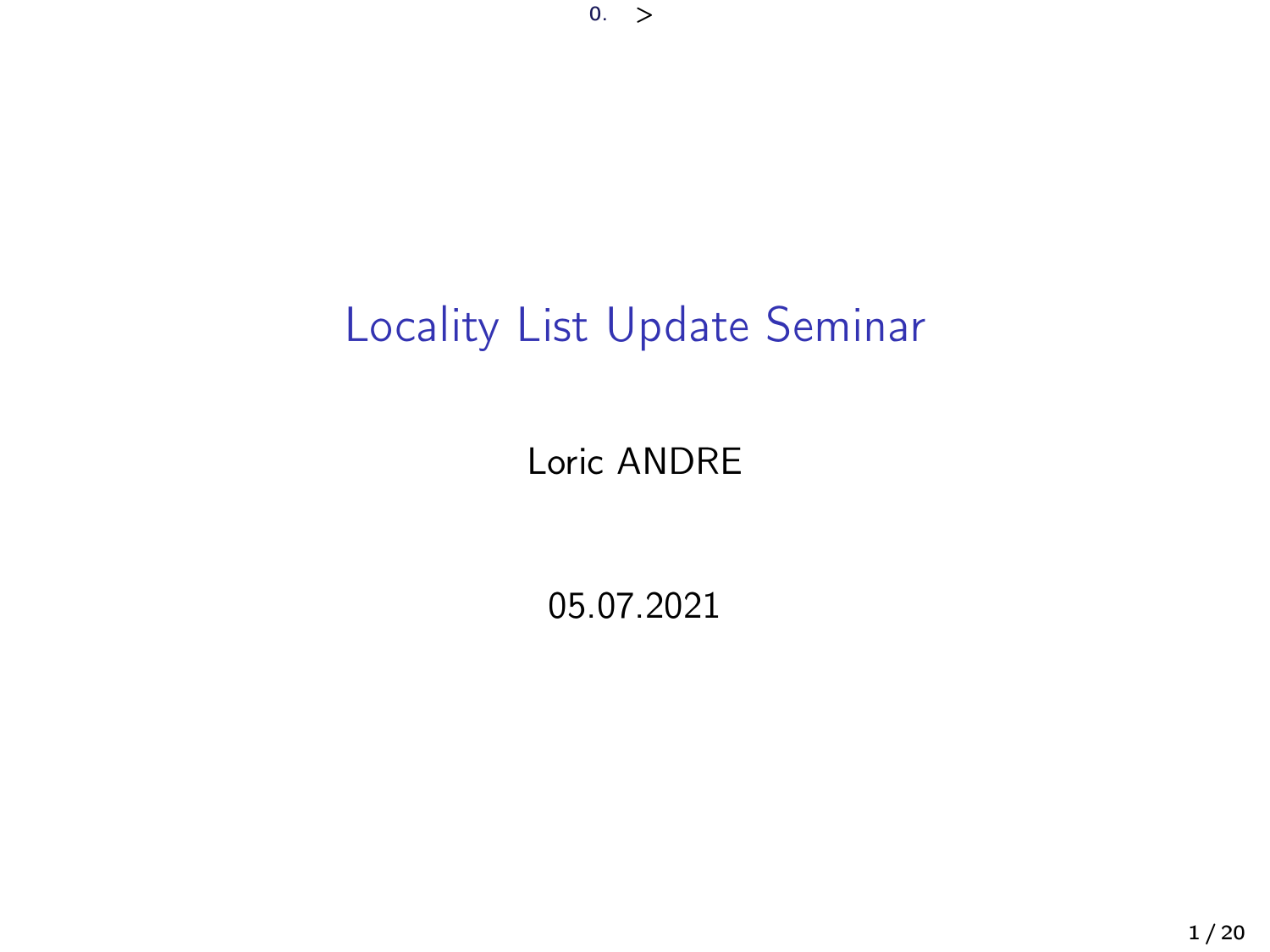# Locality List Update Seminar

Loric ANDRE

05.07.2021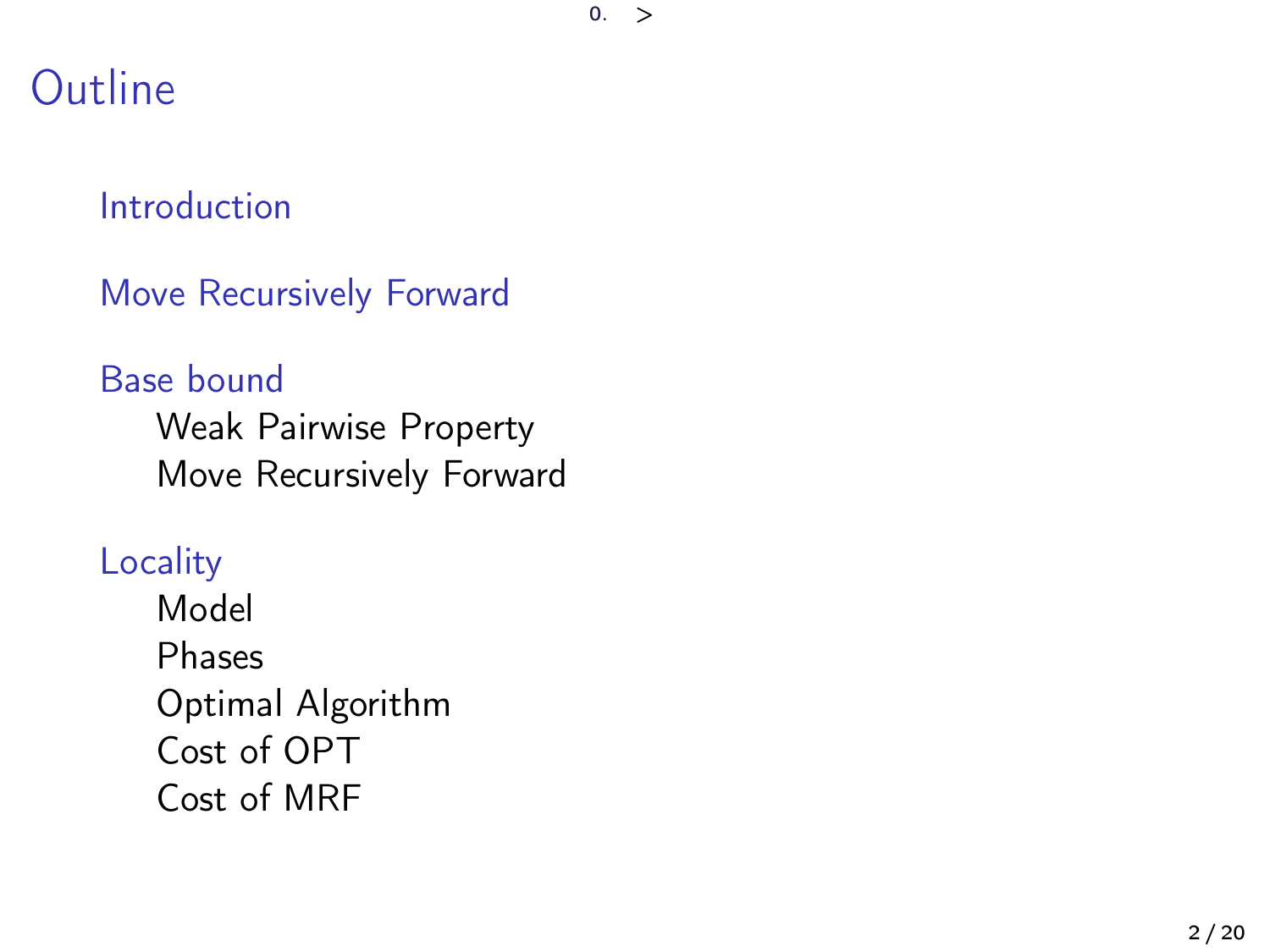# Outline

- Introduction
- Move Recursively Forward
- Base bound
  - Weak Pairwise Property
  - Move Recursively Forward
- Locality
  - Model
  - Phases
  - Optimal Algorithm
  - Cost of OPT
  - Cost of MRF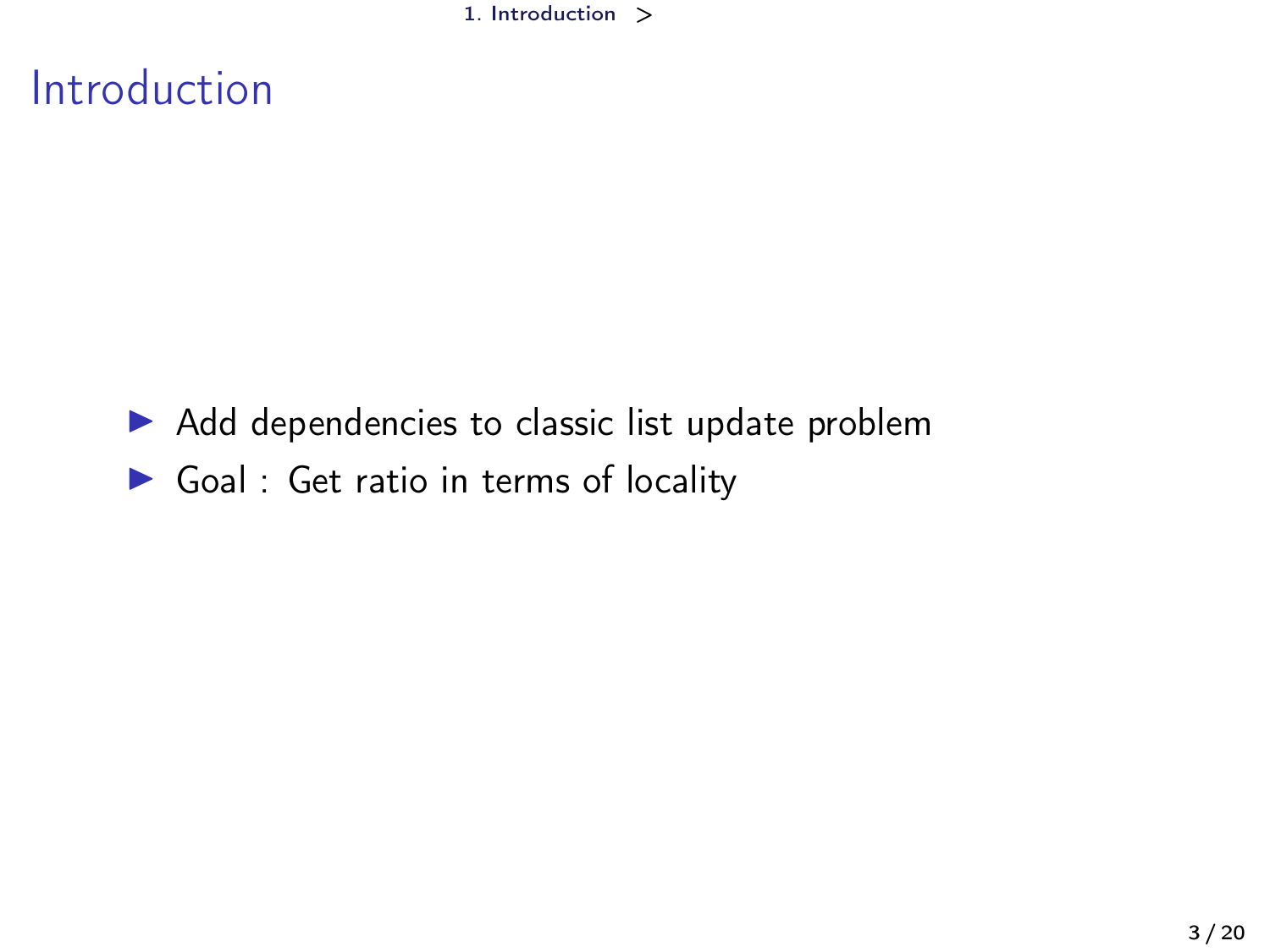# Introduction

- Add dependencies to classic list update problem
- Goal : Get ratio in terms of locality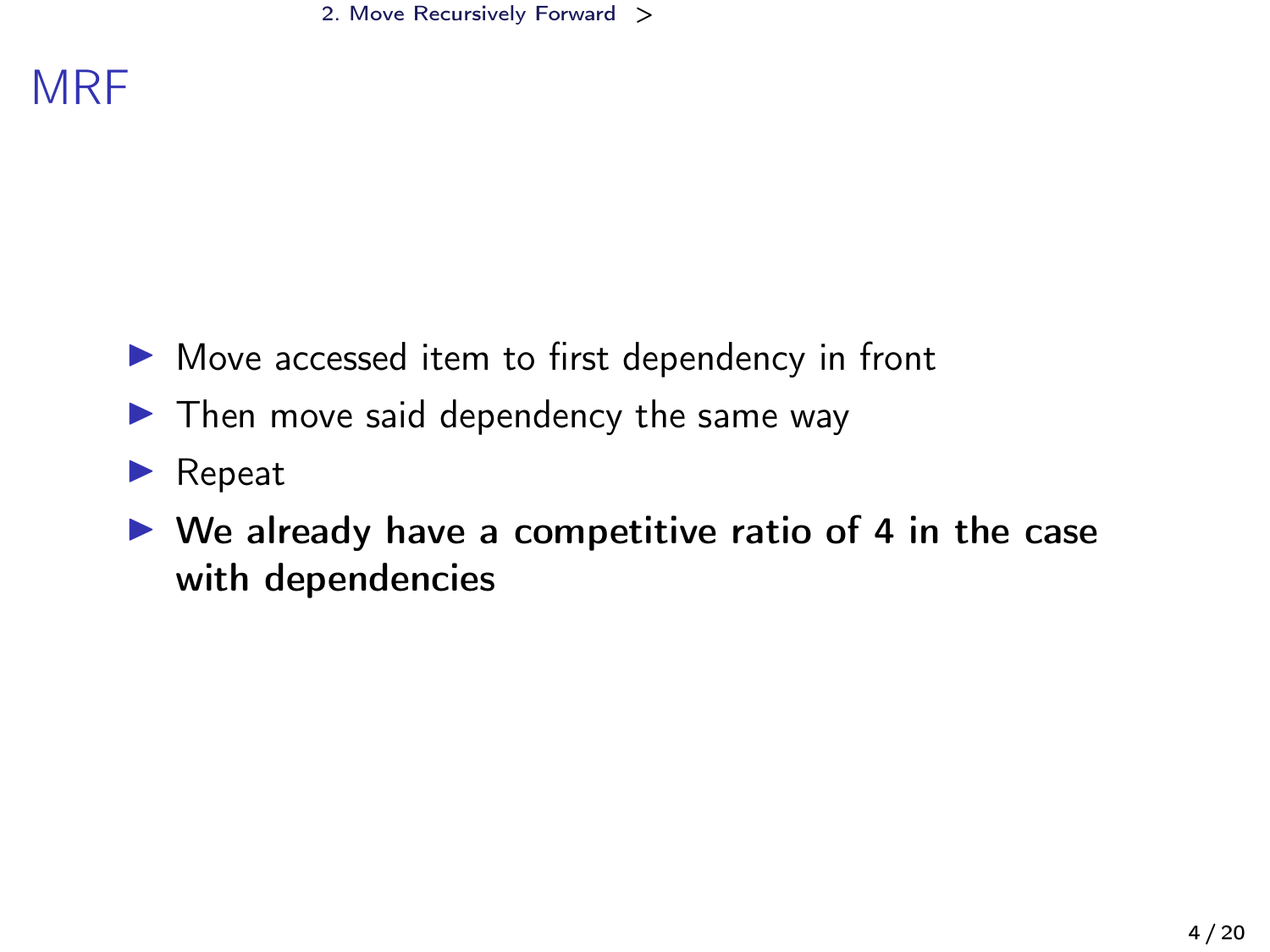# MRF

- Move accessed item to first dependency in front
- Then move said dependency the same way
- Repeat
- **We already have a competitive ratio of 4 in the case with dependencies**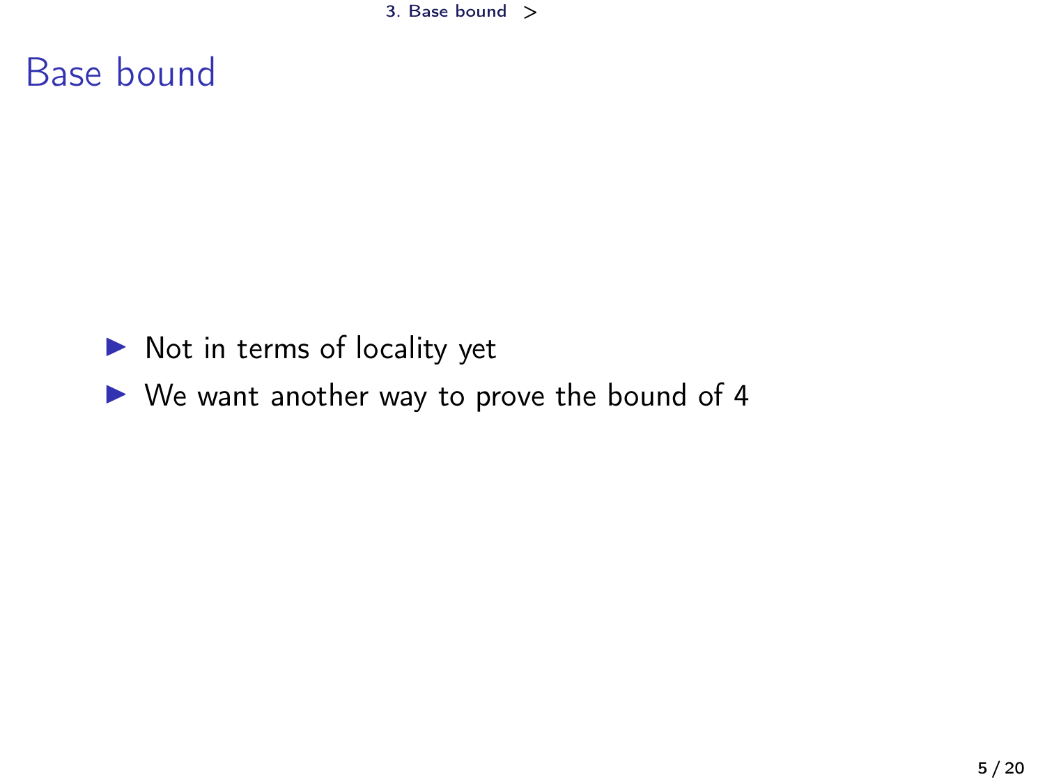# Base bound

- Not in terms of locality yet
- We want another way to prove the bound of 4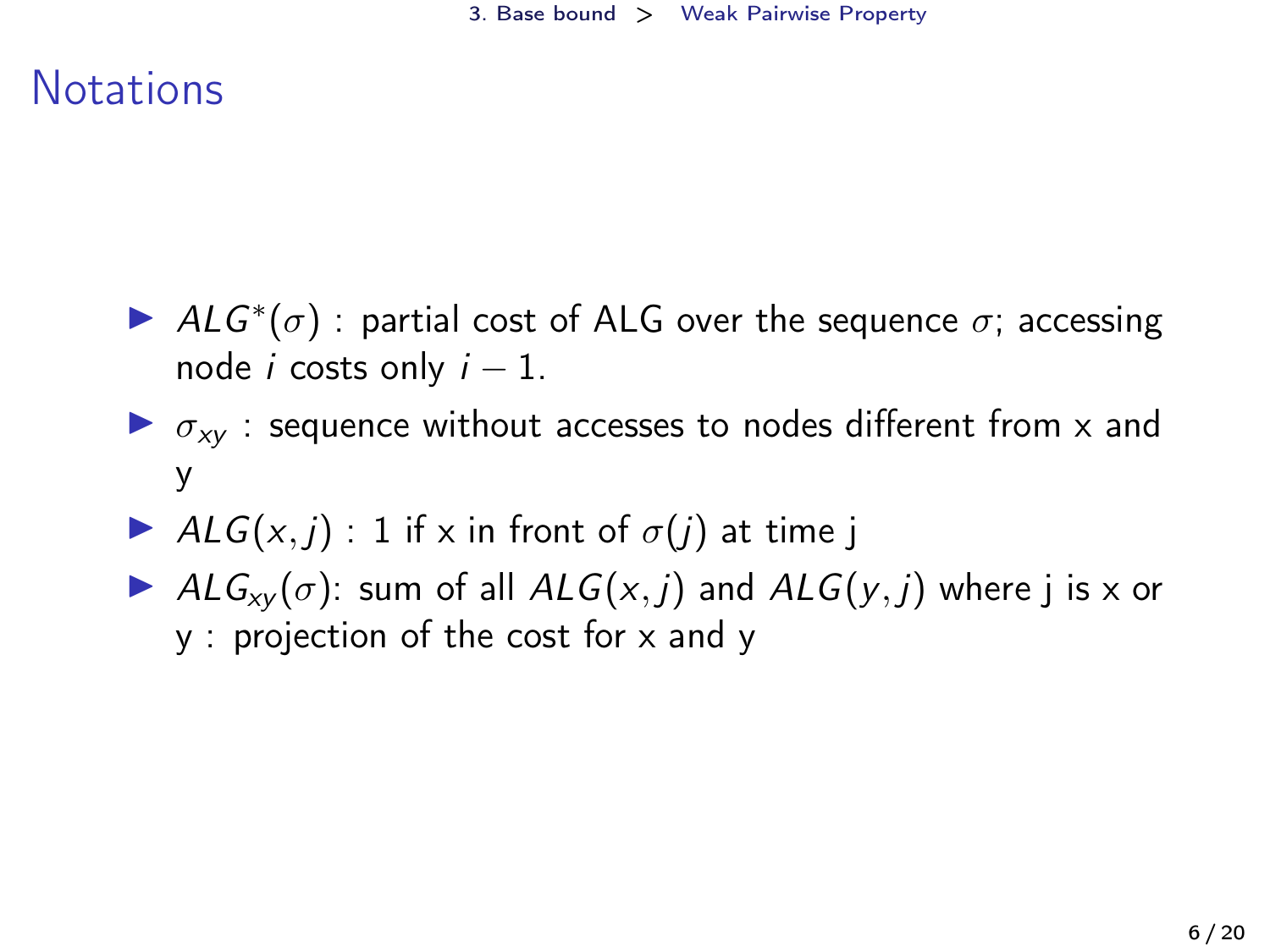# Notations

- $ALG^*(\sigma)$ : partial cost of ALG over the sequence $\sigma$; accessing node $i$ costs only $i-1$.
- $\sigma_{xy}$ : sequence without accesses to nodes different from x and y
- $ALG(x,j)$ : 1 if x in front of $\sigma(j)$ at time j
- $ALG_{xy}(\sigma)$: sum of all $ALG(x,j)$ and $ALG(y,j)$ where j is x or y : projection of the cost for x and y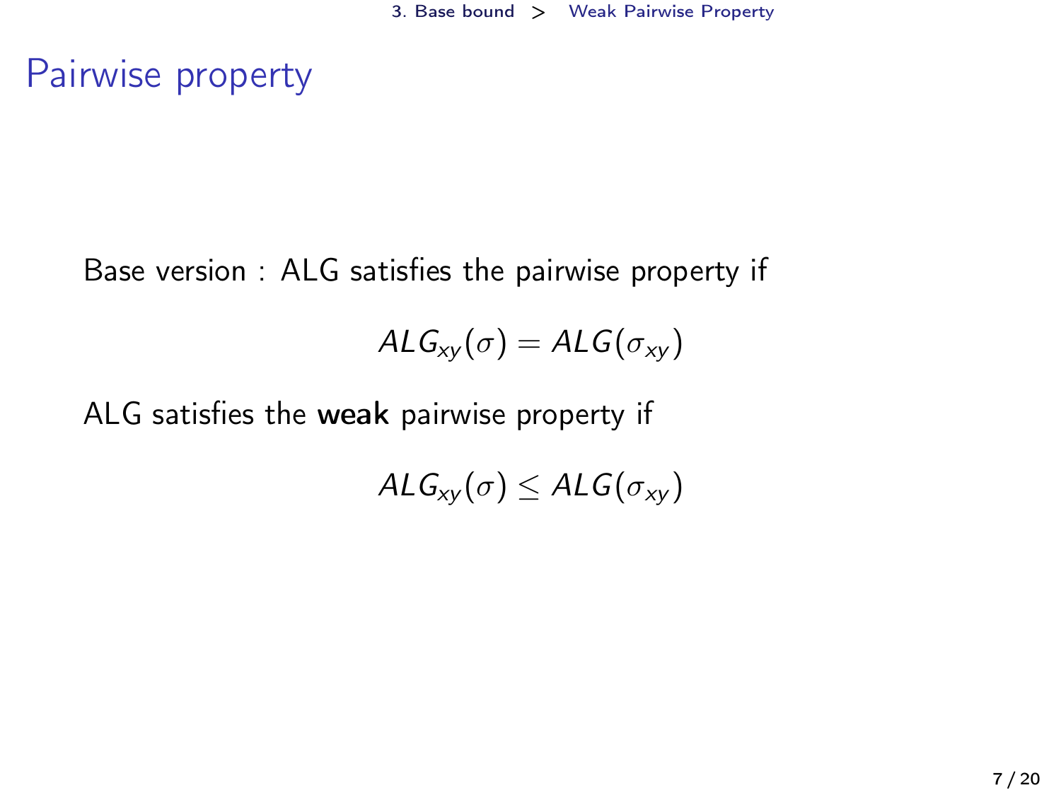# Pairwise property

Base version : ALG satisfies the pairwise property if

$$ALG_{xy}(\sigma) = ALG(\sigma_{xy})$$

ALG satisfies the **weak** pairwise property if

$$ALG_{xy}(\sigma) \leq ALG(\sigma_{xy})$$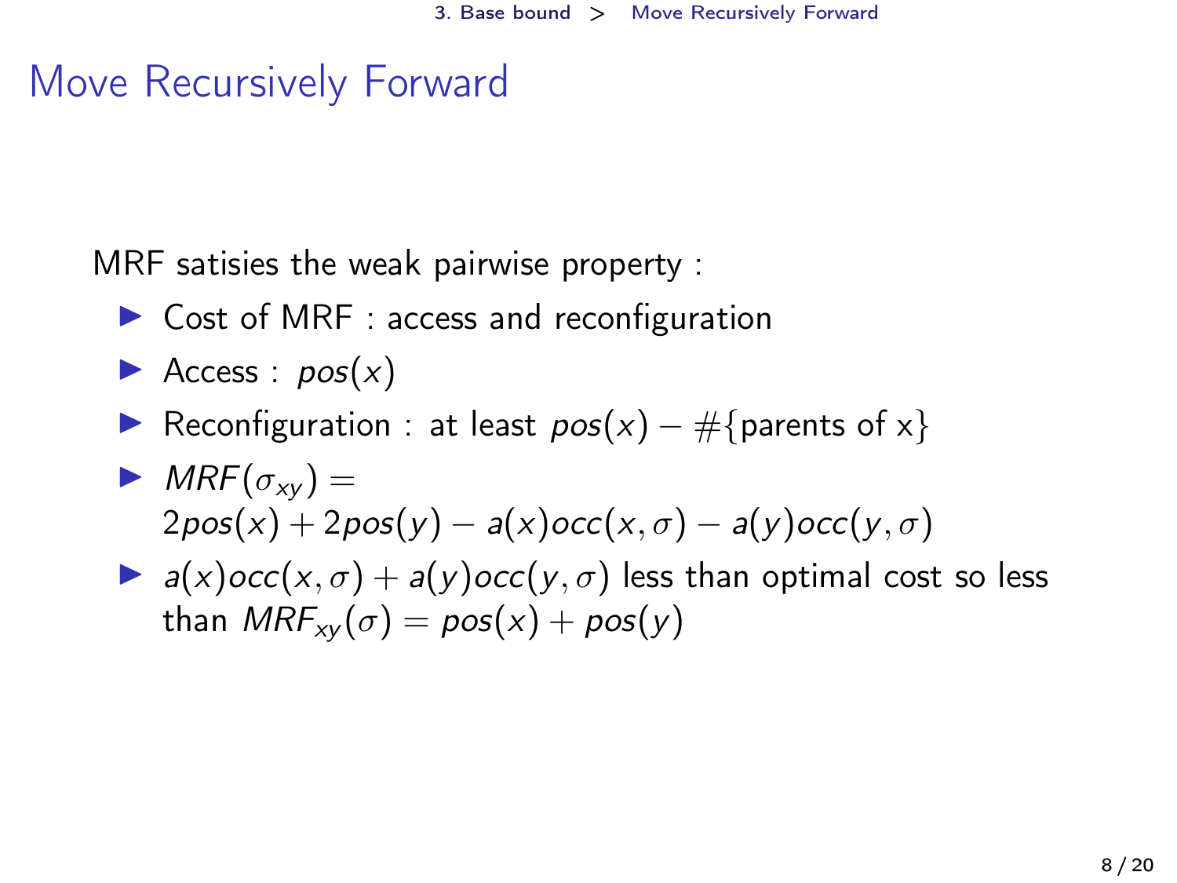# Move Recursively Forward

MRF satisies the weak pairwise property :

- Cost of MRF : access and reconfiguration
- Access : $pos(x)$
- Reconfiguration : at least $pos(x) - \#\{\text{parents of x}\}$
- $MRF(\sigma_{xy}) = 2pos(x) + 2pos(y) - a(x)occ(x,\sigma) - a(y)occ(y,\sigma)$
- $a(x)occ(x,\sigma) + a(y)occ(y,\sigma)$ less than optimal cost so less than $MRF_{xy}(\sigma) = pos(x) + pos(y)$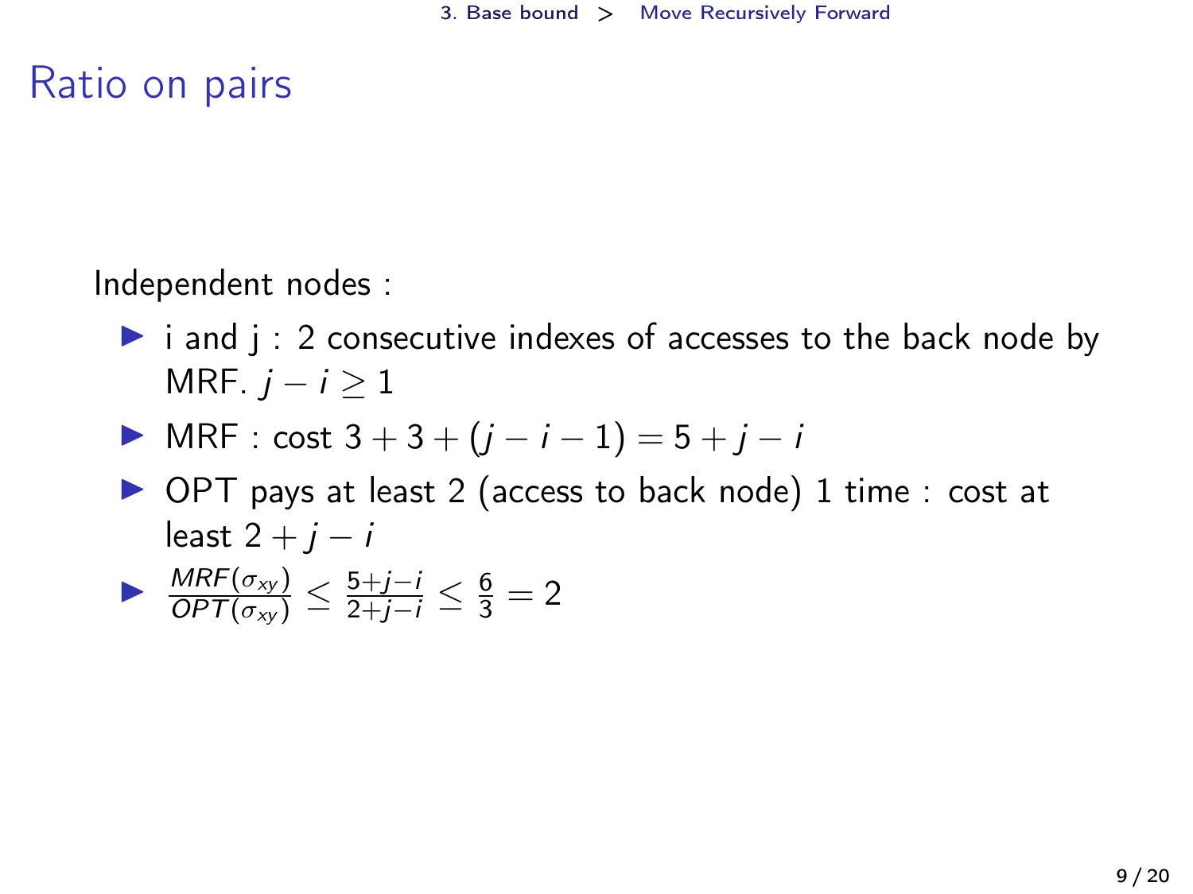# Ratio on pairs

Independent nodes :

- i and j : 2 consecutive indexes of accesses to the back node by MRF. $j - i \geq 1$
- MRF : cost $3 + 3 + (j - i - 1) = 5 + j - i$
- OPT pays at least 2 (access to back node) 1 time : cost at least $2 + j - i$
- $\frac{MRF(\sigma_{xy})}{OPT(\sigma_{xy})} \leq \frac{5+j-i}{2+j-i} \leq \frac{6}{3} = 2$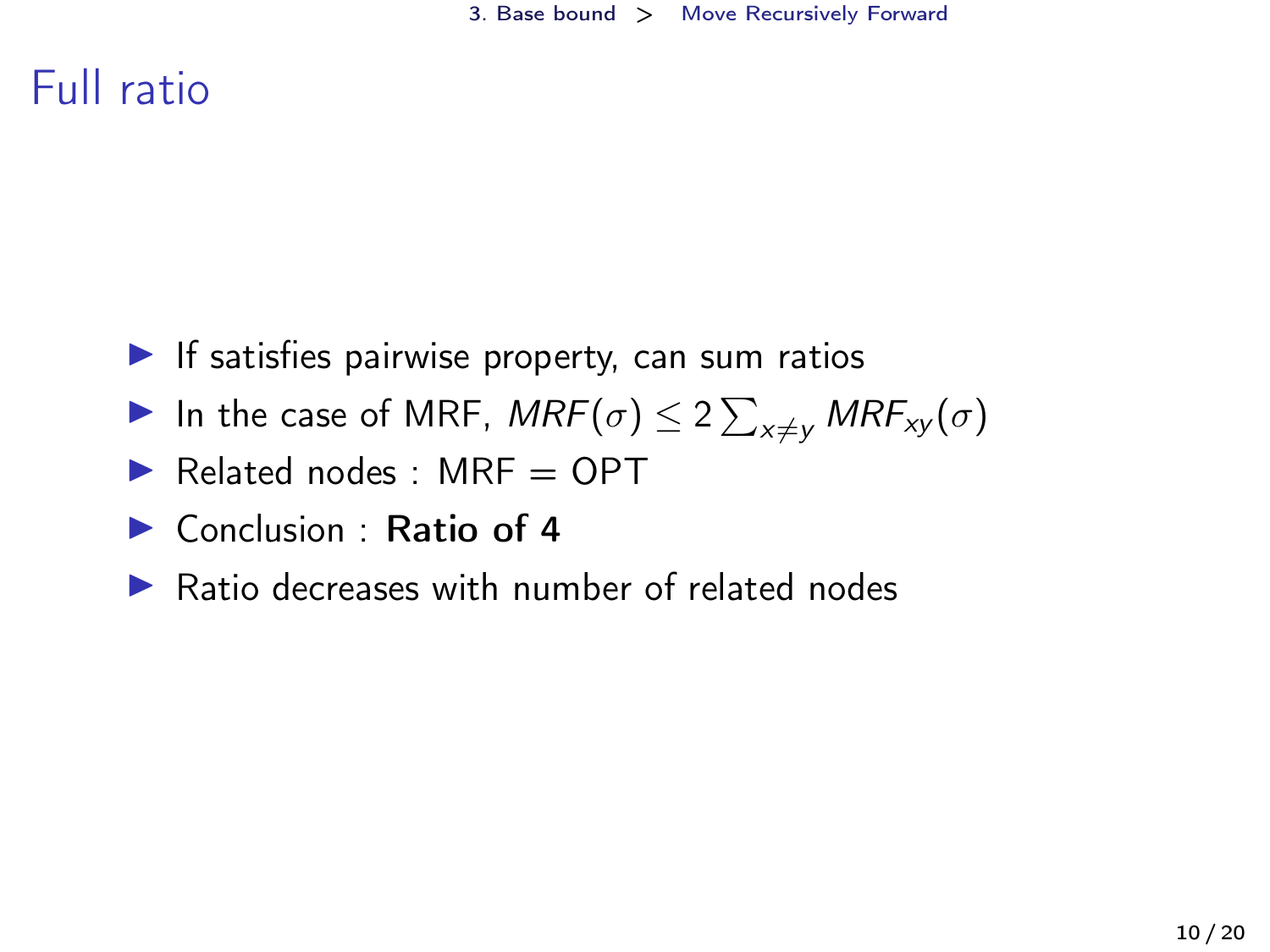# Full ratio

- If satisfies pairwise property, can sum ratios
- In the case of MRF, $MRF(\sigma) \leq 2 \sum_{x \neq y} MRF_{xy}(\sigma)$
- Related nodes : MRF = OPT
- Conclusion : **Ratio of 4**
- Ratio decreases with number of related nodes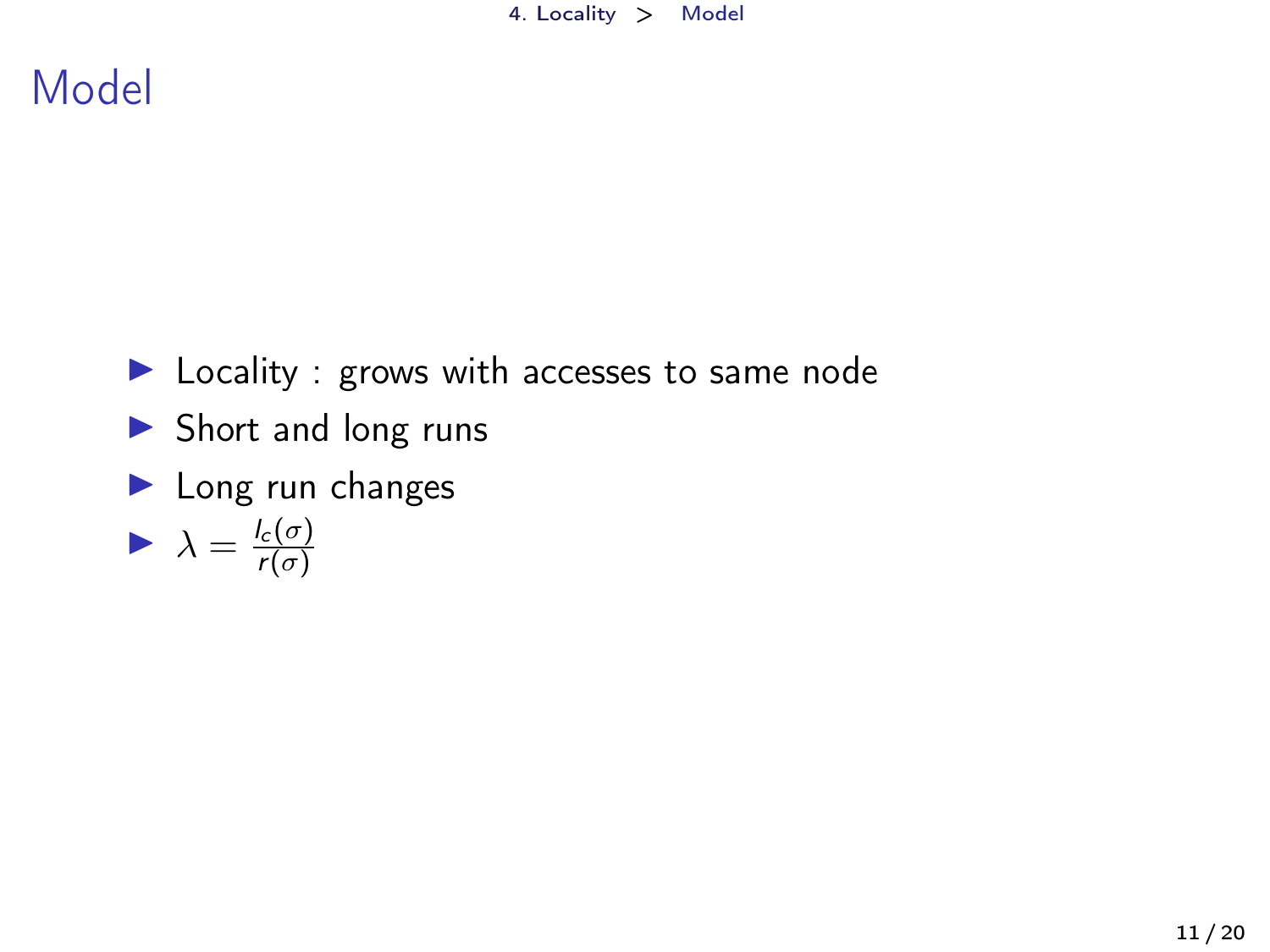# Model

- Locality : grows with accesses to same node
- Short and long runs
- Long run changes
- $\lambda = \frac{l_c(\sigma)}{r(\sigma)}$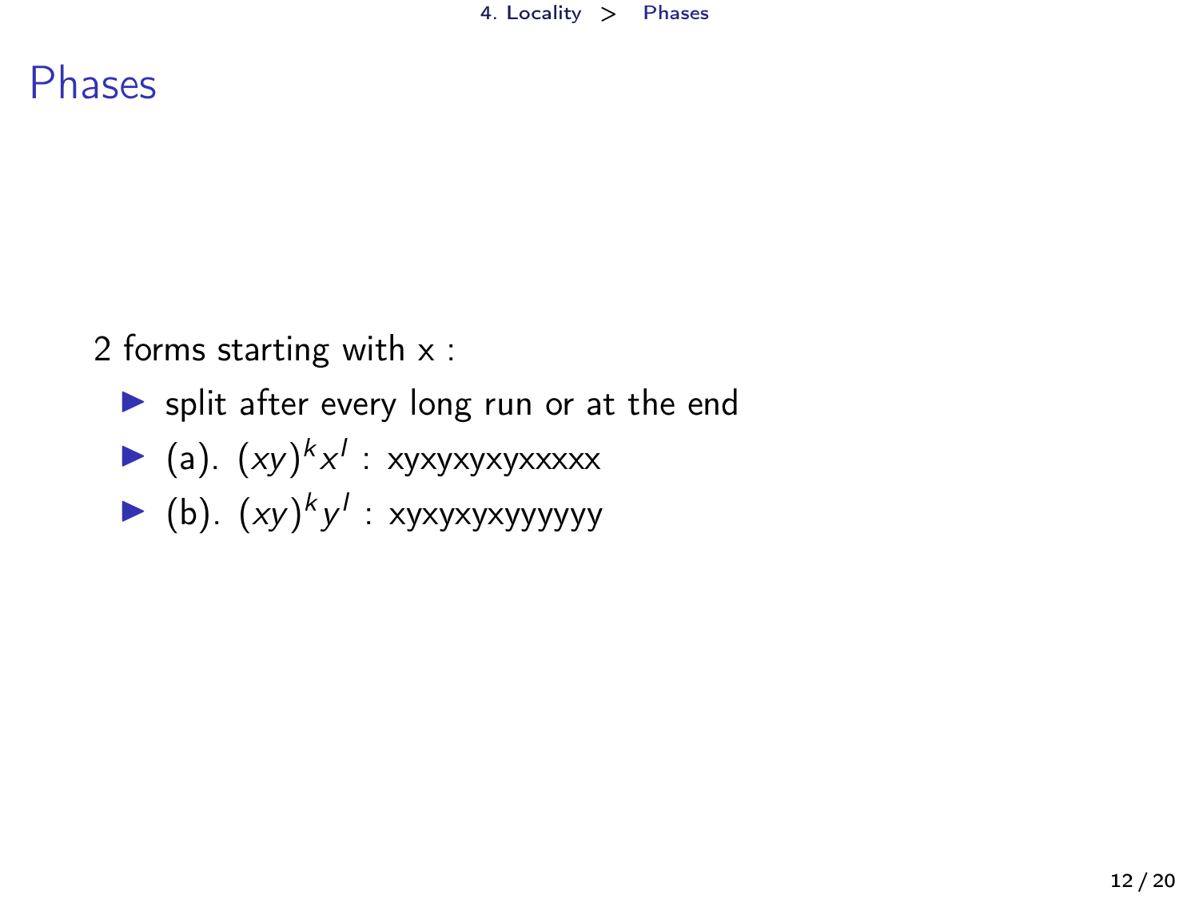# Phases

2 forms starting with x :

- split after every long run or at the end
- (a). $(xy)^k x^l$ : xyxyxyxyxxxxx
- (b). $(xy)^k y^l$ : xyxyxyxyyyyyy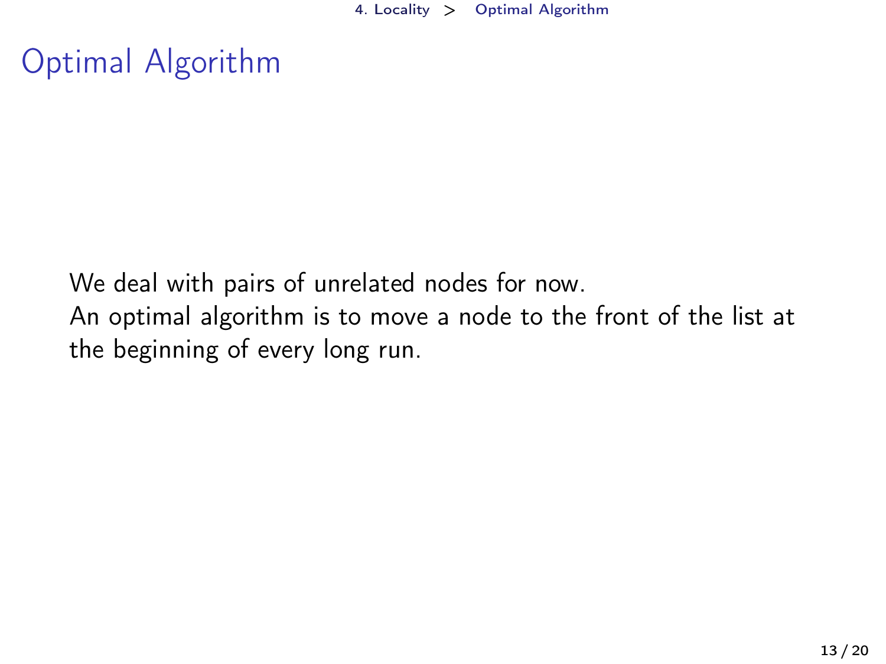# Optimal Algorithm

We deal with pairs of unrelated nodes for now.
An optimal algorithm is to move a node to the front of the list at the beginning of every long run.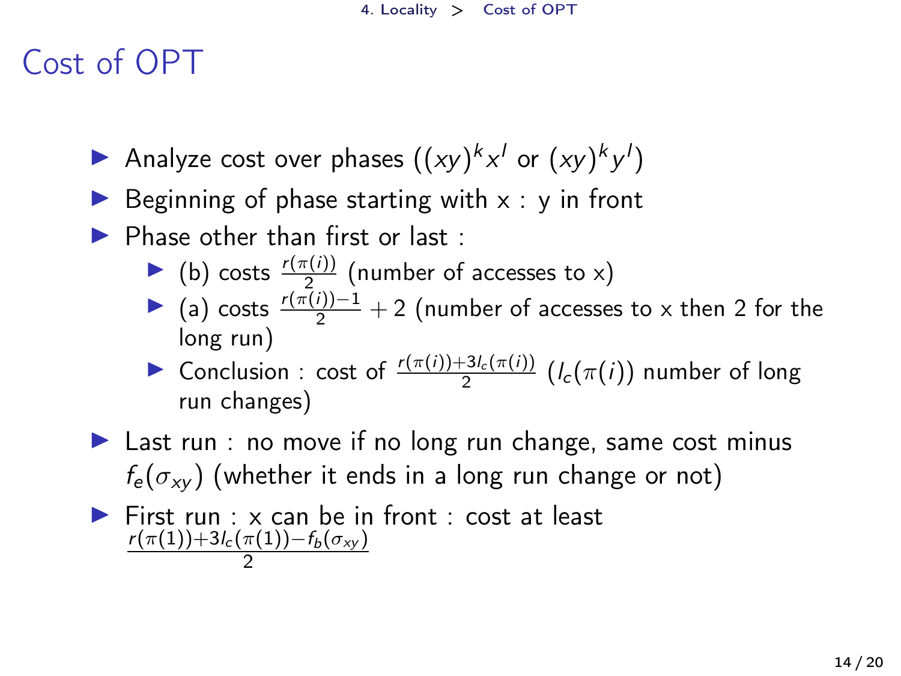# Cost of OPT

- Analyze cost over phases ($(xy)^k x^l$ or $(xy)^k y^l$)
- Beginning of phase starting with x : y in front
- Phase other than first or last :
  - (b) costs $\frac{r(\pi(i))}{2}$ (number of accesses to x)
  - (a) costs $\frac{r(\pi(i))-1}{2} + 2$ (number of accesses to x then 2 for the long run)
  - Conclusion : cost of $\frac{r(\pi(i))+3l_c(\pi(i))}{2}$ ($l_c(\pi(i))$ number of long run changes)
- Last run : no move if no long run change, same cost minus $f_e(\sigma_{xy})$ (whether it ends in a long run change or not)
- First run : x can be in front : cost at least $\frac{r(\pi(1))+3l_c(\pi(1))-f_b(\sigma_{xy})}{2}$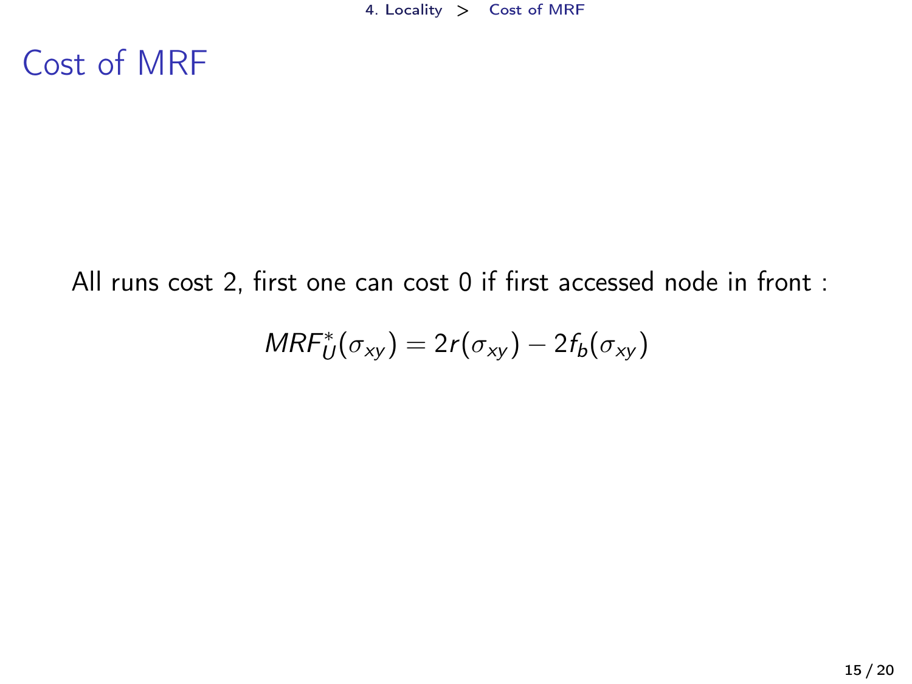# Cost of MRF

All runs cost 2, first one can cost 0 if first accessed node in front :

$$MRF_U^*(\sigma_{xy}) = 2r(\sigma_{xy}) - 2f_b(\sigma_{xy})$$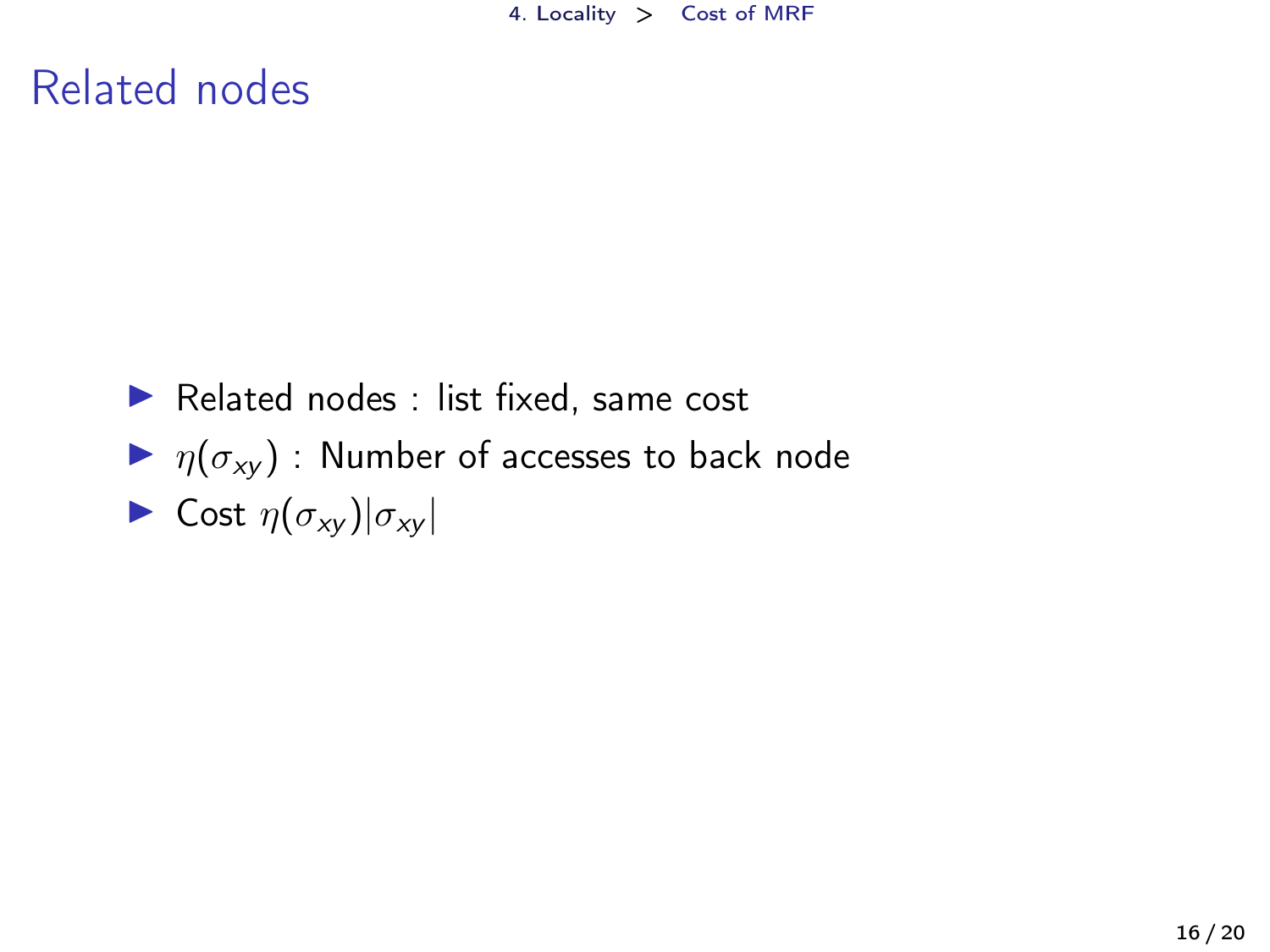# Related nodes

- Related nodes : list fixed, same cost
- $\eta(\sigma_{xy})$ : Number of accesses to back node
- Cost $\eta(\sigma_{xy})|\sigma_{xy}|$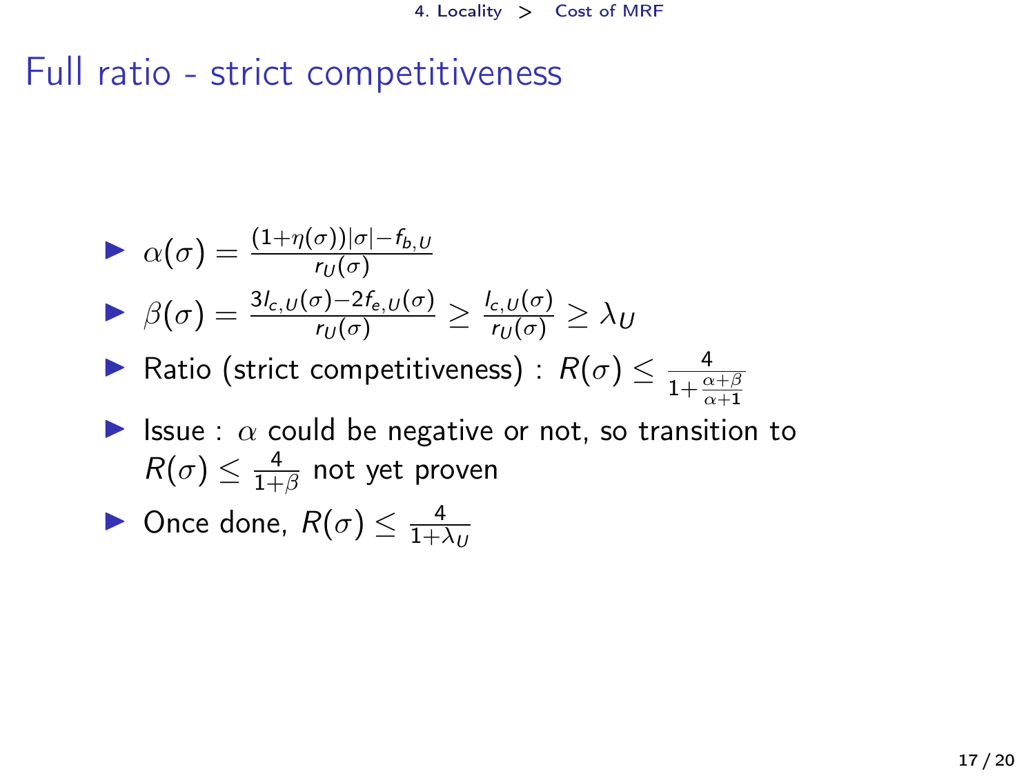# Full ratio - strict competitiveness

- $\alpha(\sigma) = \frac{(1+\eta(\sigma))|\sigma| - f_{b,U}}{r_U(\sigma)}$
- $\beta(\sigma) = \frac{3l_{c,U}(\sigma) - 2f_{e,U}(\sigma)}{r_U(\sigma)} \geq \frac{l_{c,U}(\sigma)}{r_U(\sigma)} \geq \lambda_U$
- Ratio (strict competitiveness) : $R(\sigma) \leq \frac{4}{1+\frac{\alpha+\beta}{\alpha+1}}$
- Issue : $\alpha$ could be negative or not, so transition to $R(\sigma) \leq \frac{4}{1+\beta}$ not yet proven
- Once done, $R(\sigma) \leq \frac{4}{1+\lambda_U}$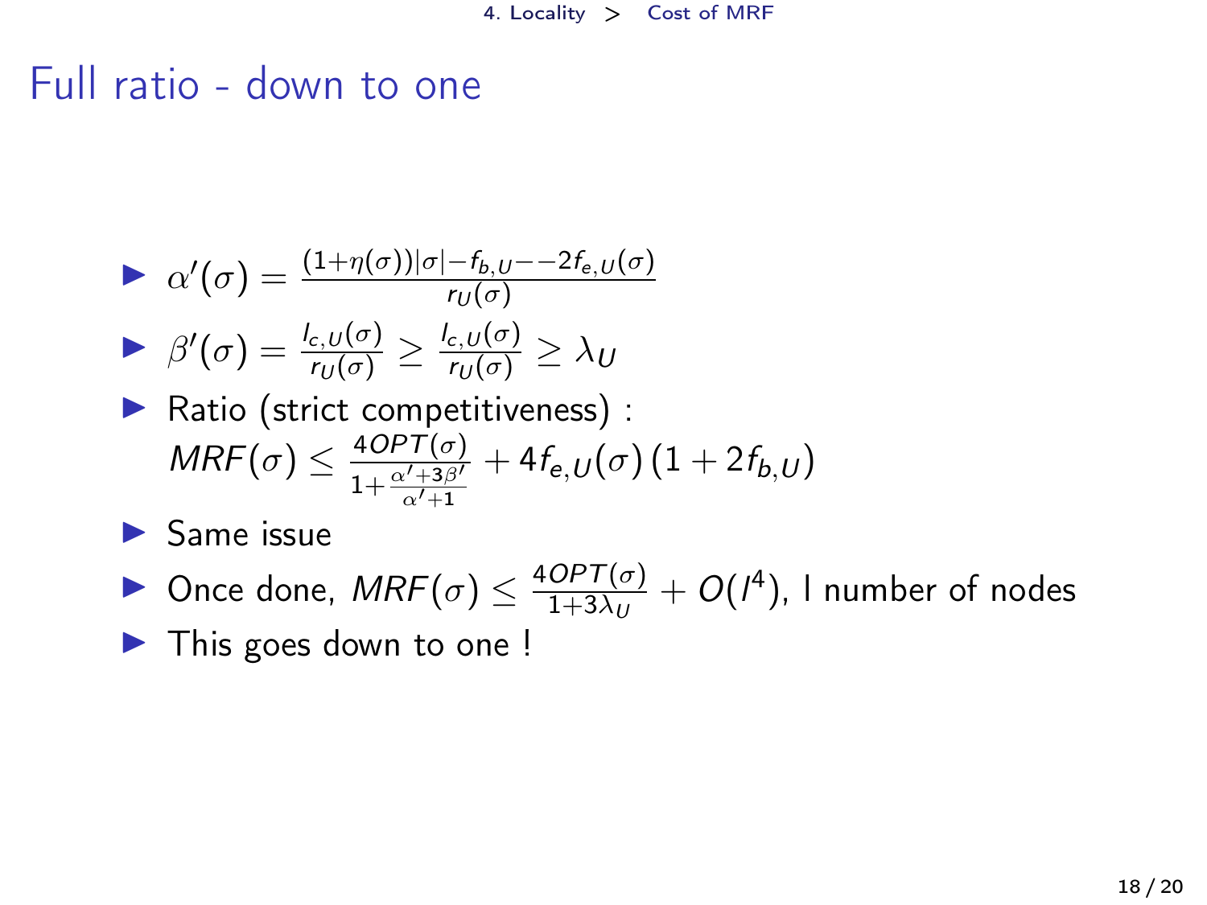# Full ratio - down to one

- $\alpha'(\sigma) = \frac{(1+\eta(\sigma))|\sigma| - f_{b,U} - -2f_{e,U}(\sigma)}{r_U(\sigma)}$
- $\beta'(\sigma) = \frac{l_{c,U}(\sigma)}{r_U(\sigma)} \geq \frac{l_{c,U}(\sigma)}{r_U(\sigma)} \geq \lambda_U$
- Ratio (strict competitiveness) :
  $MRF(\sigma) \leq \frac{4OPT(\sigma)}{1+\frac{\alpha'+3\beta'}{\alpha'+1}} + 4f_{e,U}(\sigma)\,(1+2f_{b,U})$
- Same issue
- Once done, $MRF(\sigma) \leq \frac{4OPT(\sigma)}{1+3\lambda_U} + O(l^4)$, l number of nodes
- This goes down to one !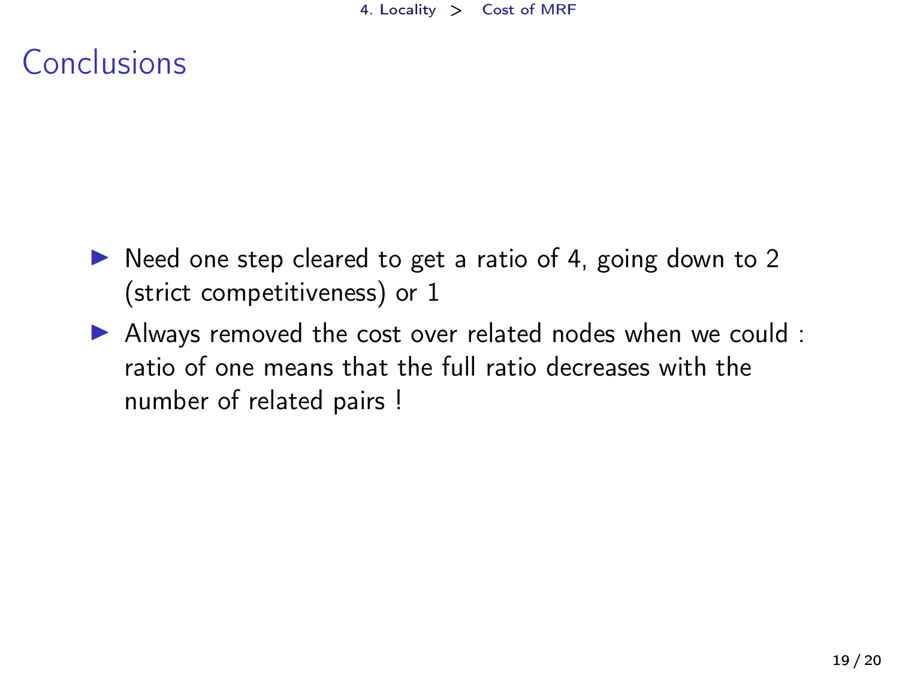# Conclusions

- Need one step cleared to get a ratio of 4, going down to 2 (strict competitiveness) or 1
- Always removed the cost over related nodes when we could : ratio of one means that the full ratio decreases with the number of related pairs !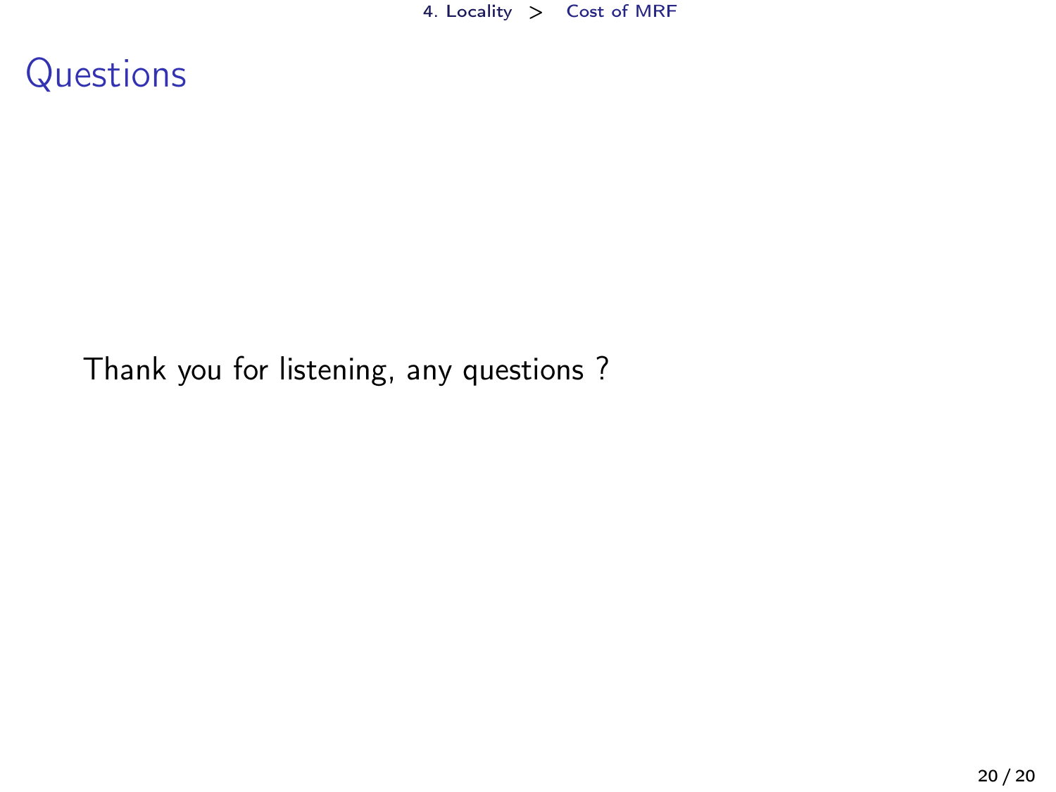# Questions

Thank you for listening, any questions ?